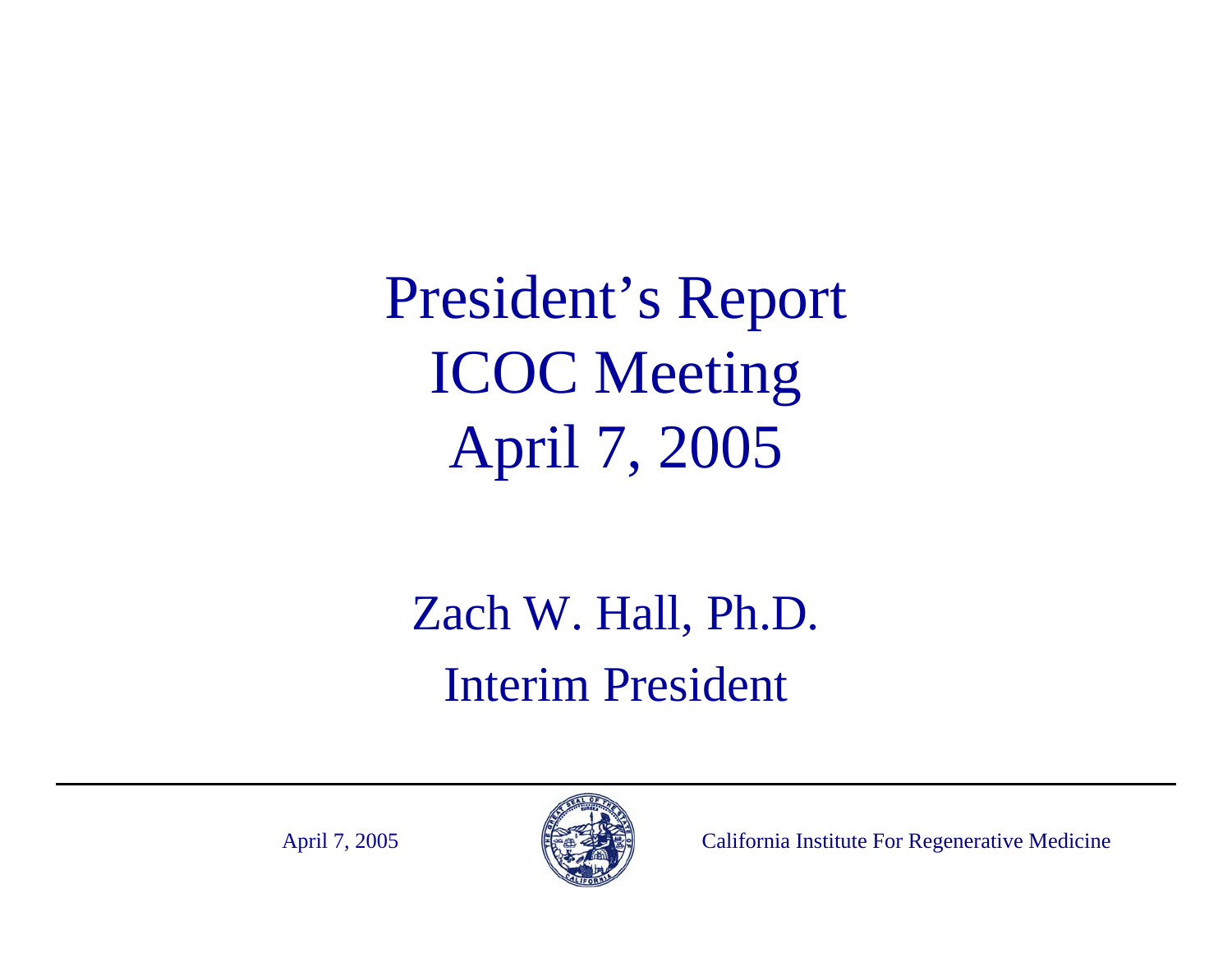# President's Report
# ICOC Meeting
# April 7, 2005

Zach W. Hall, Ph.D.

Interim President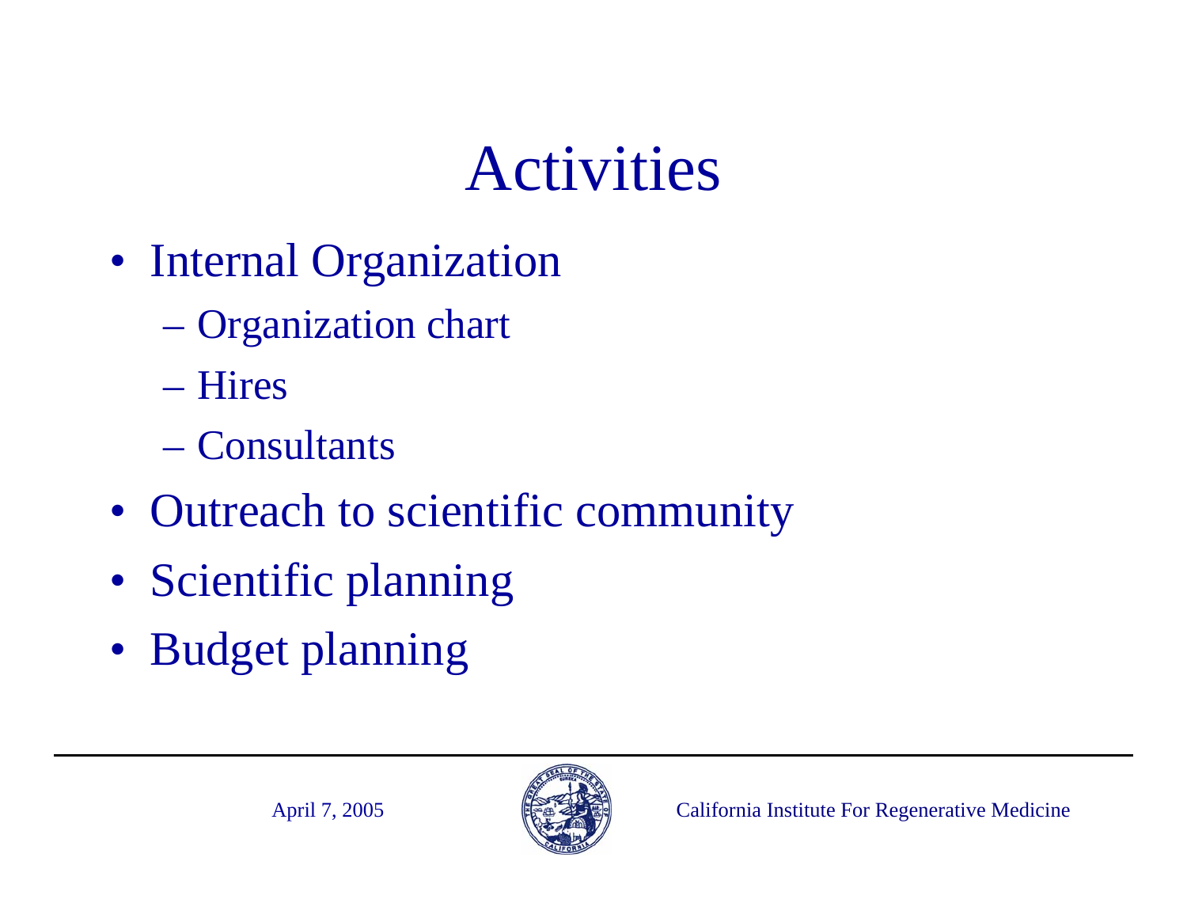# Activities

- Internal Organization
  - Organization chart
  - Hires
  - Consultants
- Outreach to scientific community
- Scientific planning
- Budget planning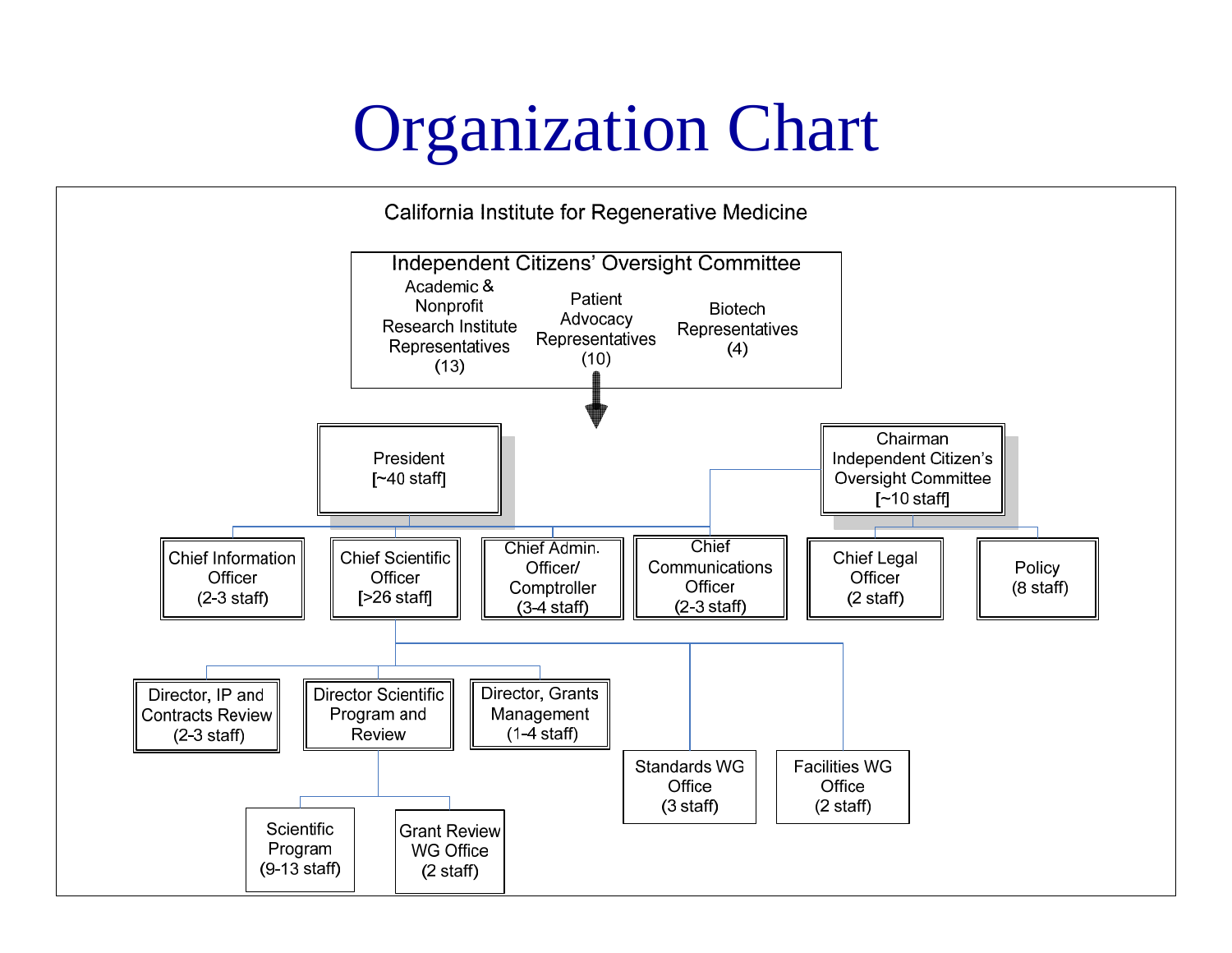# Organization Chart

California Institute for Regenerative Medicine

**Independent Citizens' Oversight Committee**
- Academic & Nonprofit Research Institute Representatives (13)
- Patient Advocacy Representatives (10)
- Biotech Representatives (4)

**President** [~40 staff]
- Chief Information Officer (2-3 staff)
- Chief Scientific Officer [>26 staff]
  - Director, IP and Contracts Review (2-3 staff)
  - Director Scientific Program and Review
    - Scientific Program (9-13 staff)
    - Grant Review WG Office (2 staff)
  - Director, Grants Management (1-4 staff)
  - Standards WG Office (3 staff)
  - Facilities WG Office (2 staff)
- Chief Admin. Officer/ Comptroller (3-4 staff)
- Chief Communications Officer (2-3 staff)

**Chairman Independent Citizen's Oversight Committee** [~10 staff]
- Chief Communications Officer (2-3 staff)
- Chief Legal Officer (2 staff)
- Policy (8 staff)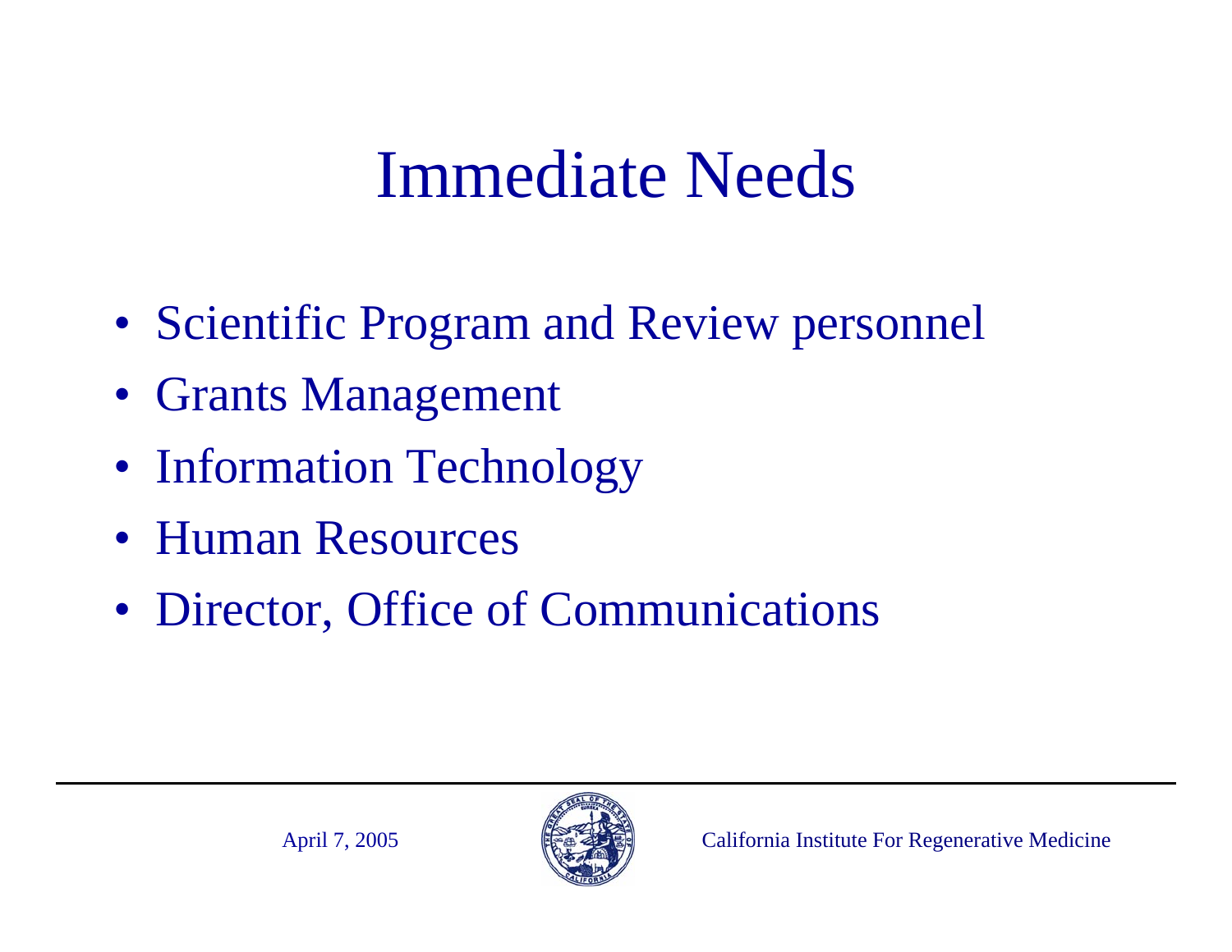# Immediate Needs

- Scientific Program and Review personnel
- Grants Management
- Information Technology
- Human Resources
- Director, Office of Communications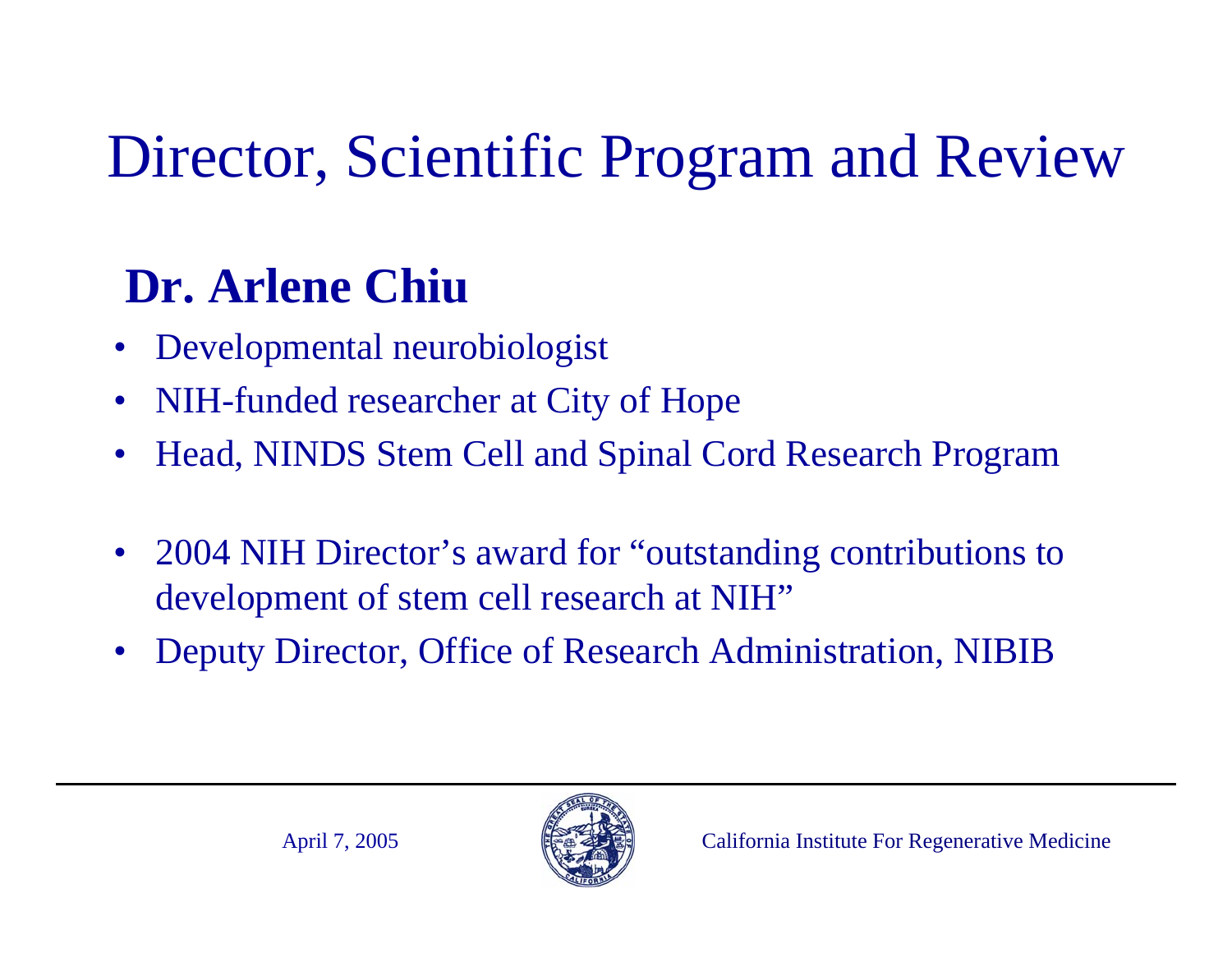# Director, Scientific Program and Review

## Dr. Arlene Chiu

- Developmental neurobiologist
- NIH-funded researcher at City of Hope
- Head, NINDS Stem Cell and Spinal Cord Research Program

- 2004 NIH Director's award for "outstanding contributions to development of stem cell research at NIH"
- Deputy Director, Office of Research Administration, NIBIB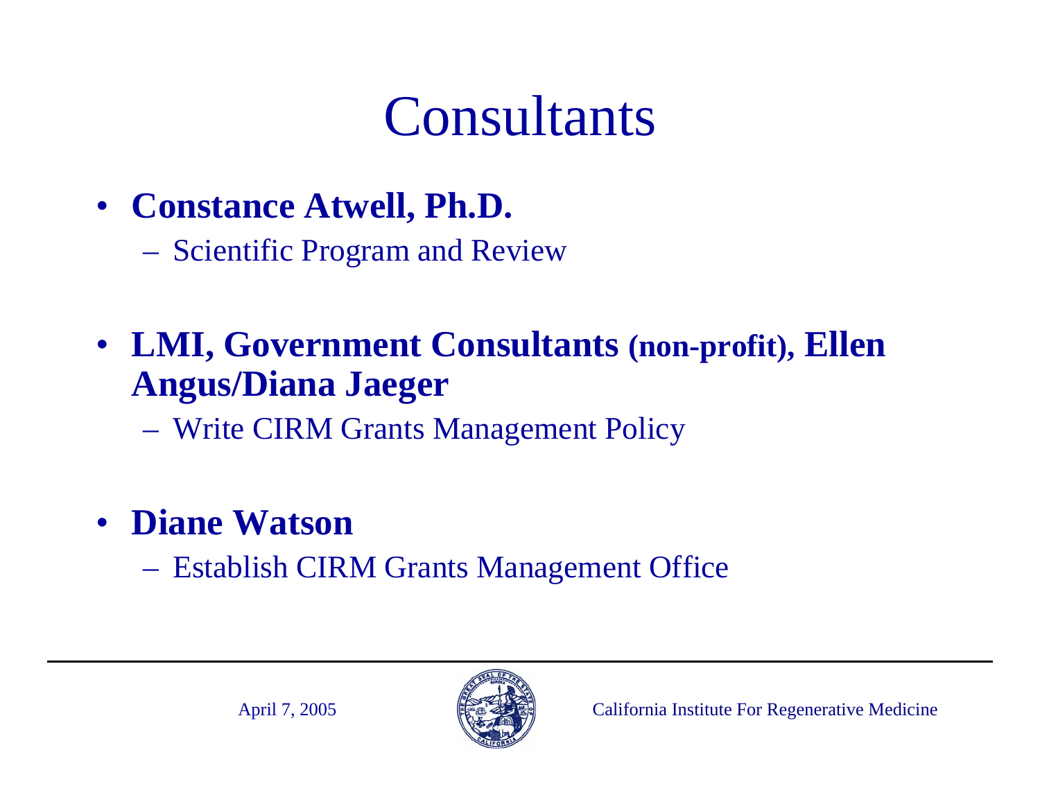# Consultants

- **Constance Atwell, Ph.D.**
  - Scientific Program and Review

- **LMI, Government Consultants (non-profit), Ellen Angus/Diana Jaeger**
  - Write CIRM Grants Management Policy

- **Diane Watson**
  - Establish CIRM Grants Management Office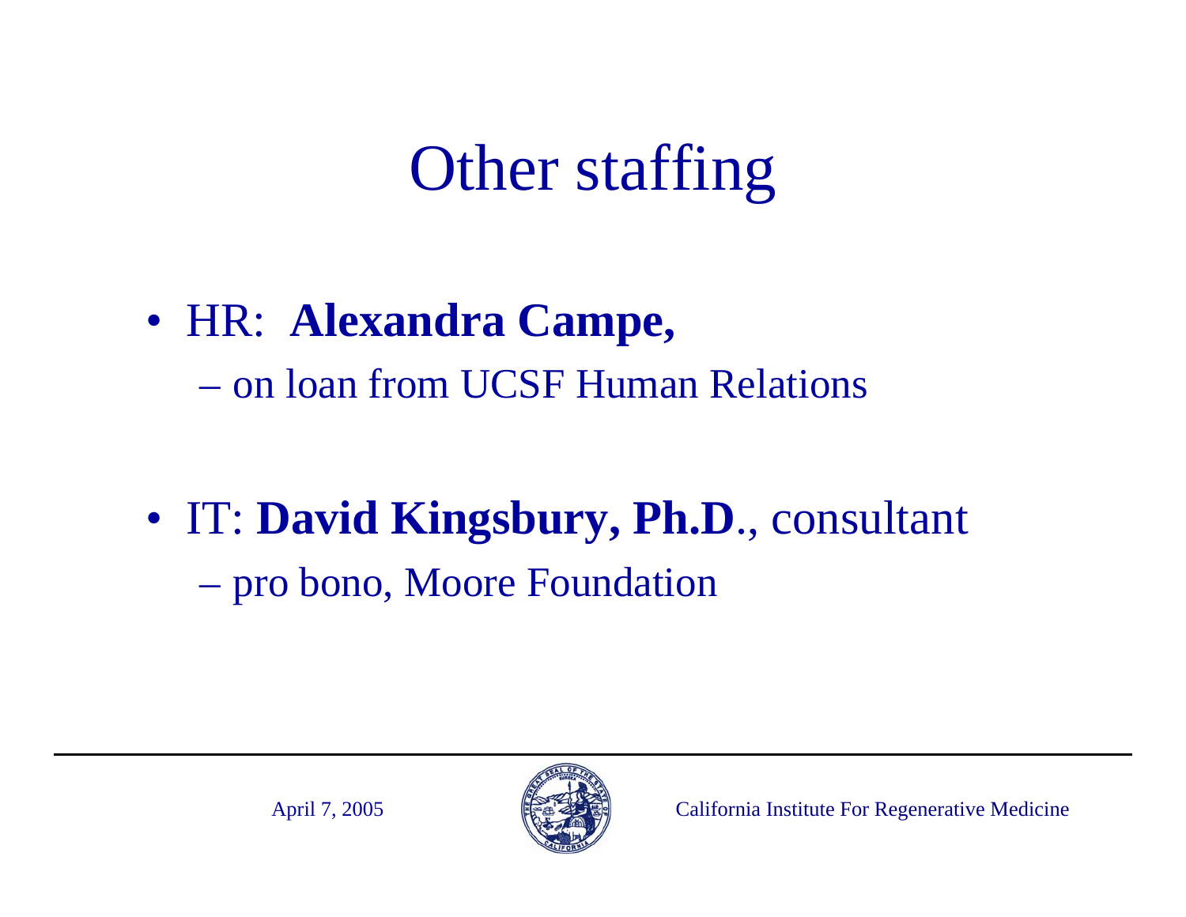# Other staffing

- HR: **Alexandra Campe,**
  - on loan from UCSF Human Relations
- IT: **David Kingsbury, Ph.D**., consultant
  - pro bono, Moore Foundation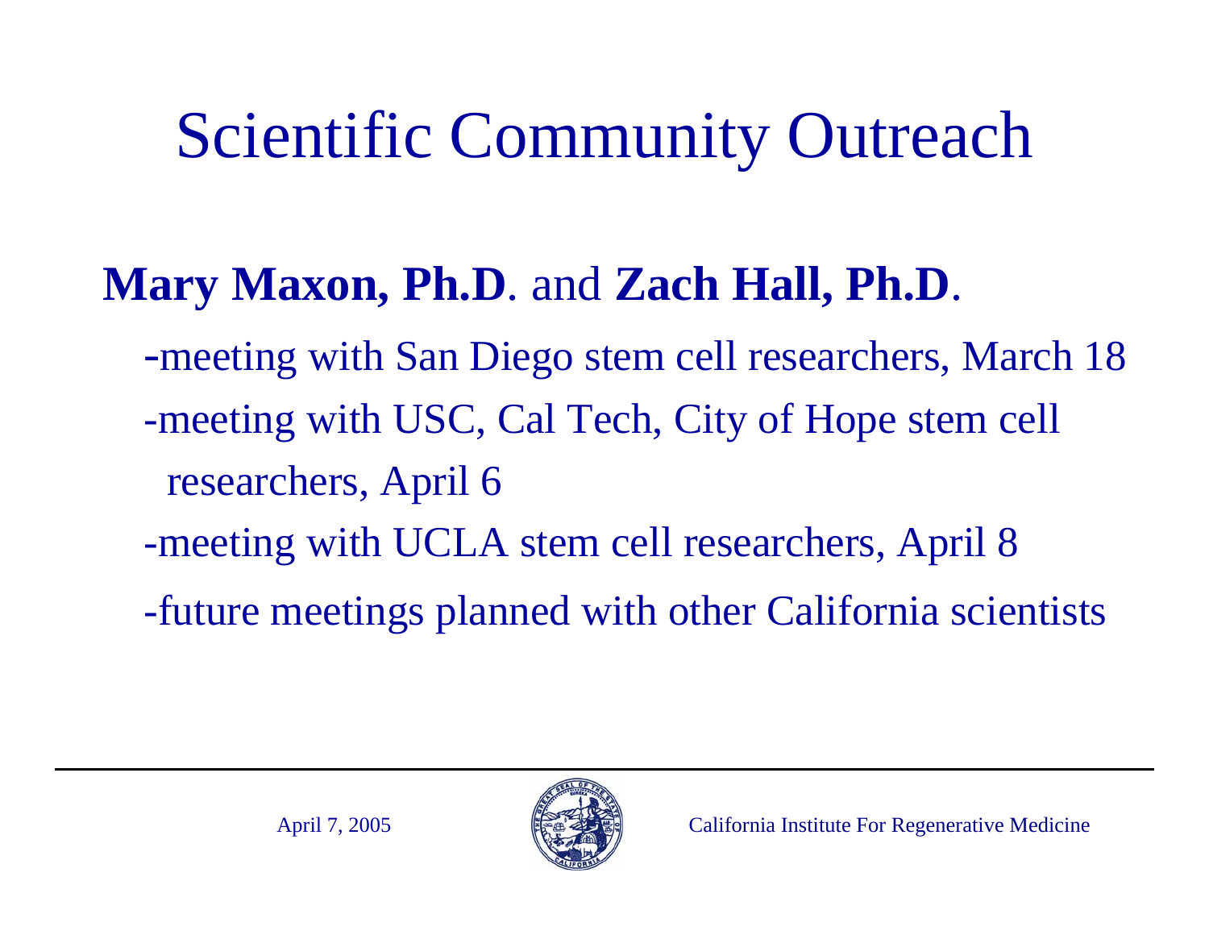# Scientific Community Outreach

**Mary Maxon, Ph.D**. and **Zach Hall, Ph.D**.

- meeting with San Diego stem cell researchers, March 18
- meeting with USC, Cal Tech, City of Hope stem cell researchers, April 6
- meeting with UCLA stem cell researchers, April 8
- future meetings planned with other California scientists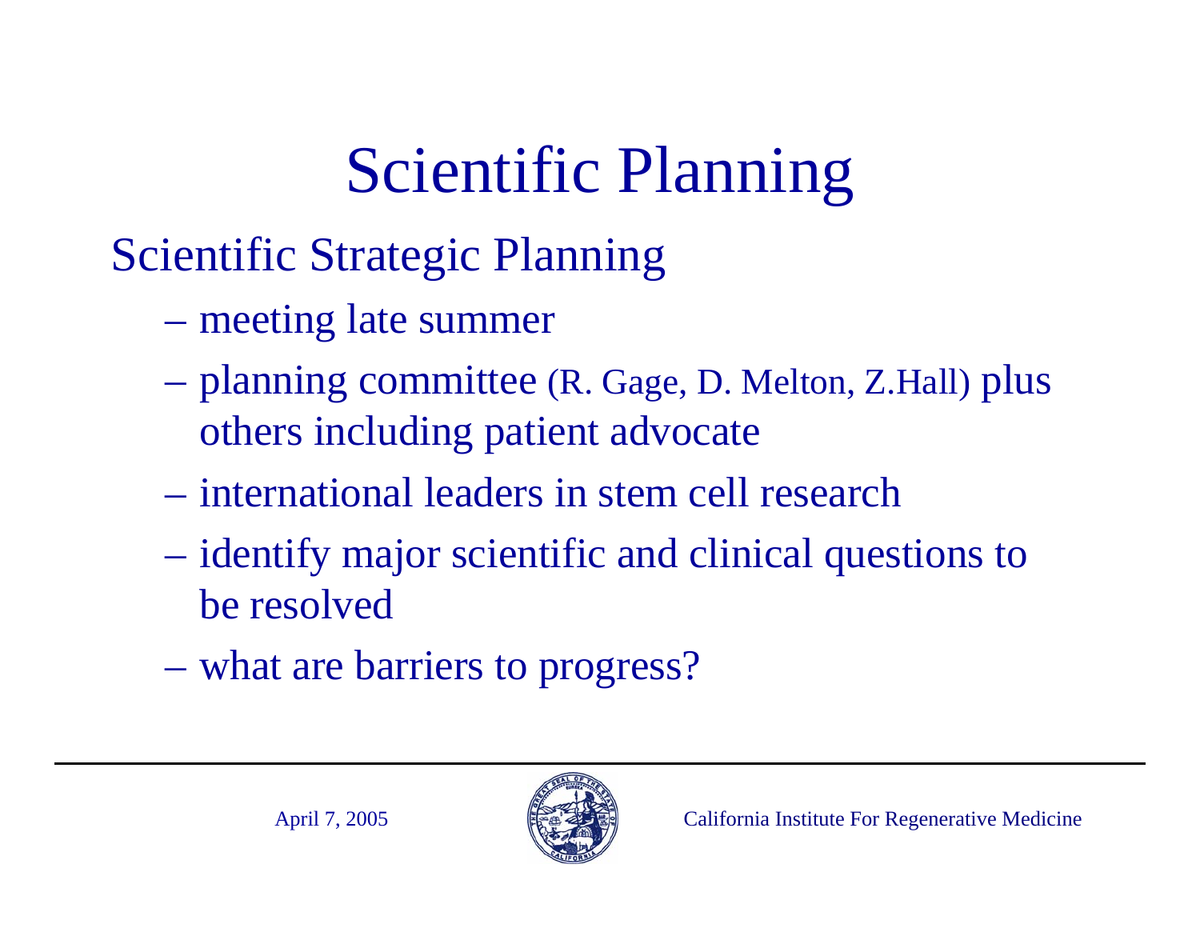# Scientific Planning

## Scientific Strategic Planning

- meeting late summer
- planning committee (R. Gage, D. Melton, Z.Hall) plus others including patient advocate
- international leaders in stem cell research
- identify major scientific and clinical questions to be resolved
- what are barriers to progress?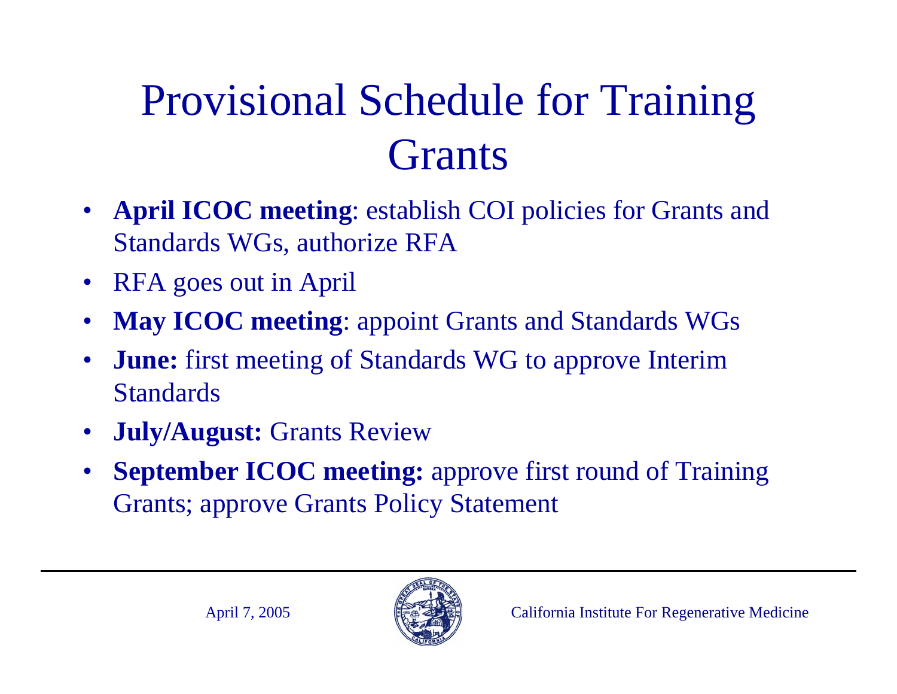# Provisional Schedule for Training Grants

- **April ICOC meeting**: establish COI policies for Grants and Standards WGs, authorize RFA
- RFA goes out in April
- **May ICOC meeting**: appoint Grants and Standards WGs
- **June:** first meeting of Standards WG to approve Interim Standards
- **July/August:** Grants Review
- **September ICOC meeting:** approve first round of Training Grants; approve Grants Policy Statement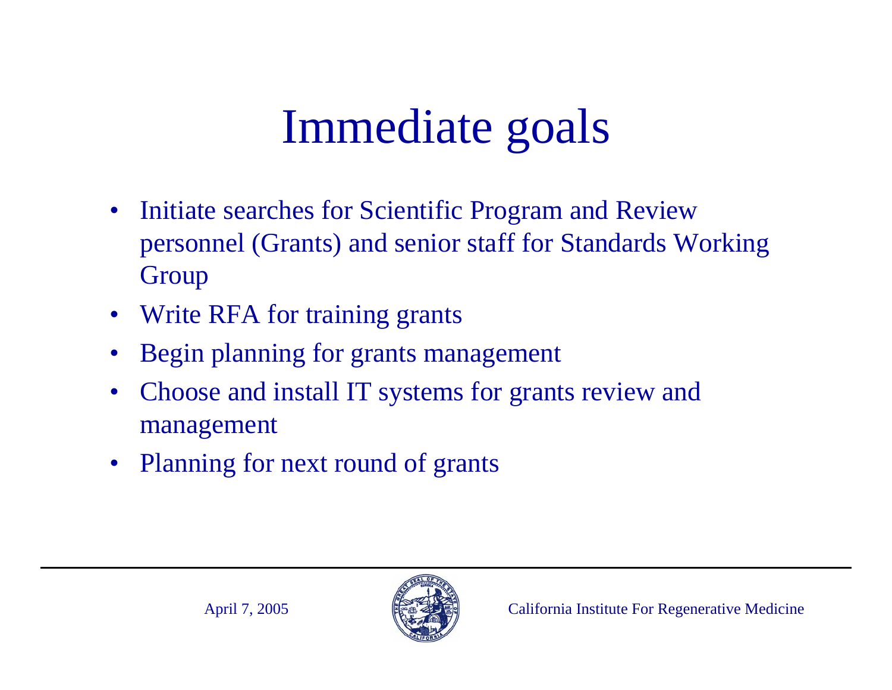# Immediate goals

- Initiate searches for Scientific Program and Review personnel (Grants) and senior staff for Standards Working Group
- Write RFA for training grants
- Begin planning for grants management
- Choose and install IT systems for grants review and management
- Planning for next round of grants